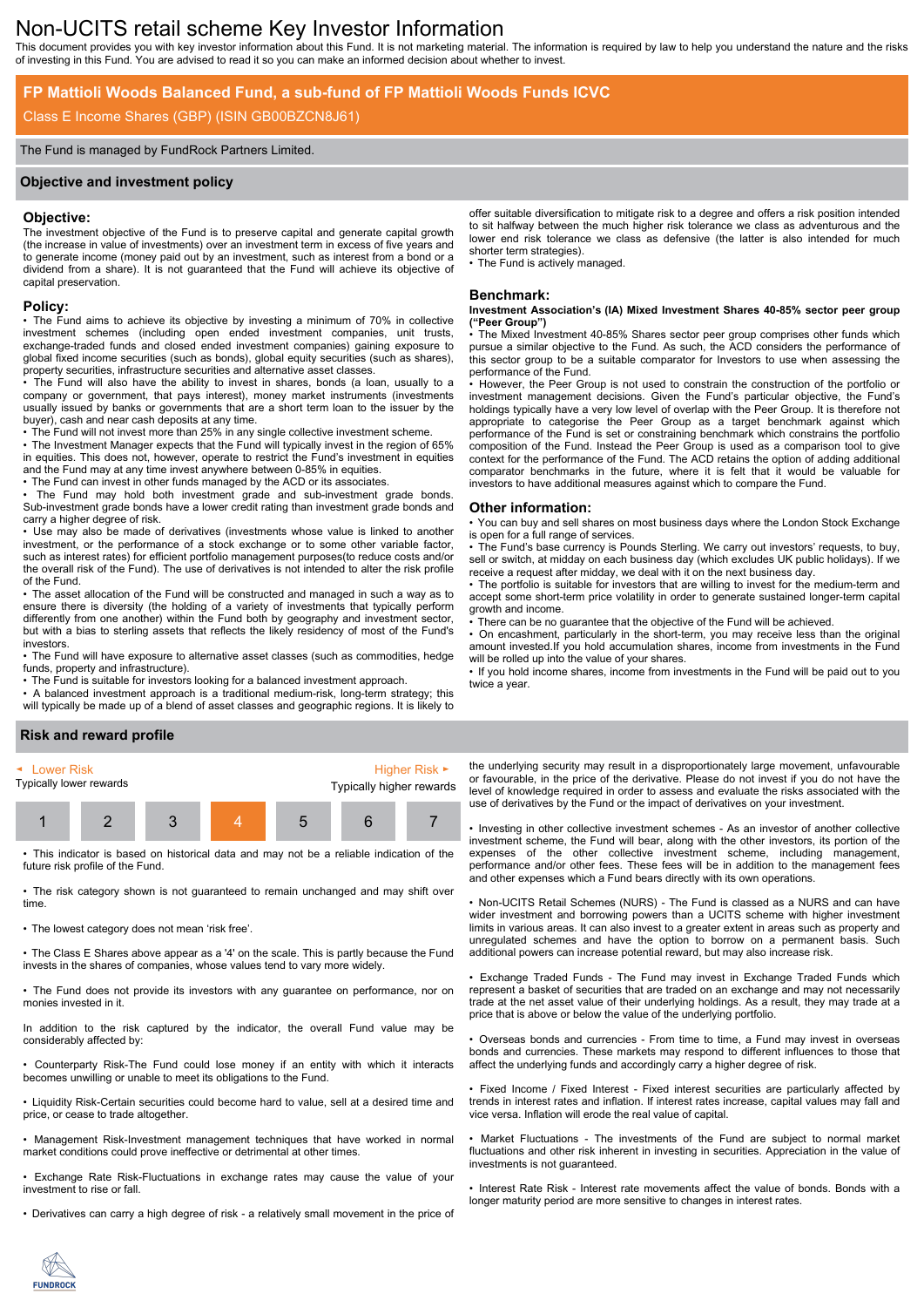# Non-UCITS retail scheme Key Investor Information

This document provides you with key investor information about this Fund. It is not marketing material. The information is required by law to help you understand the nature and the risks of investing in this Fund. You are advised to read it so you can make an informed decision about whether to invest.

## FP Mattioli Woods Balanced Fund, a sub-fund of FP Mattioli Woods Funds ICVC

Class E Income Shares (GBP) (ISIN GB00BZCN8J61)

The Fund is managed by FundRock Partners Limited.

## Objective and investment policy

### Objective:

The investment objective of the Fund is to preserve capital and generate capital growth (the increase in value of investments) over an investment term in excess of five years and to generate income (money paid out by an investment, such as interest from a bond or a dividend from a share). It is not guaranteed that the Fund will achieve its objective of capital preservation.

### Policy:

- The Fund aims to achieve its objective by investing a minimum of 70% in collective investment schemes (including open ended investment companies, unit trusts, exchange-traded funds and closed ended investment companies) gaining exposure to global fixed income securities (such as bonds), global equity securities (such as shares), property securities, infrastructure securities and alternative asset classes.
- The Fund will also have the ability to invest in shares, bonds (a loan, usually to a company or government, that pays interest), money market instruments (investments usually issued by banks or governments that are a short term loan to the issuer by the buyer), cash and near cash deposits at any time.
- The Fund will not invest more than 25% in any single collective investment scheme.
- The Investment Manager expects that the Fund will typically invest in the region of 65% in equities. This does not, however, operate to restrict the Fund's investment in equities and the Fund may at any time invest anywhere between 0-85% in equities.
- The Fund can invest in other funds managed by the ACD or its associates.
- The Fund may hold both investment grade and sub-investment grade bonds. Sub-investment grade bonds have a lower credit rating than investment grade bonds and carry a higher degree of risk.
- Use may also be made of derivatives (investments whose value is linked to another investment, or the performance of a stock exchange or to some other variable factor, such as interest rates) for efficient portfolio management purposes(to reduce costs and/or the overall risk of the Fund). The use of derivatives is not intended to alter the risk profile of the Fund.
- The asset allocation of the Fund will be constructed and managed in such a way as to ensure there is diversity (the holding of a variety of investments that typically perform differently from one another) within the Fund both by geography and investment sector, but with a bias to sterling assets that reflects the likely residency of most of the Fund's investors.
- The Fund will have exposure to alternative asset classes (such as commodities, hedge funds, property and infrastructure).
- The Fund is suitable for investors looking for a balanced investment approach.
- A balanced investment approach is a traditional medium-risk, long-term strategy; this will typically be made up of a blend of asset classes and geographic regions. It is likely to offer suitable diversification to mitigate risk to a degree and offers a risk position intended to sit halfway between the much higher risk tolerance we class as adventurous and the lower end risk tolerance we class as defensive (the latter is also intended for much shorter term strategies).
- The Fund is actively managed.

### Benchmark:

**Investment Association's (IA) Mixed Investment Shares 40-85% sector peer group ("Peer Group")**

- The Mixed Investment 40-85% Shares sector peer group comprises other funds which pursue a similar objective to the Fund. As such, the ACD considers the performance of this sector group to be a suitable comparator for Investors to use when assessing the performance of the Fund.
- However, the Peer Group is not used to constrain the construction of the portfolio or investment management decisions. Given the Fund's particular objective, the Fund's holdings typically have a very low level of overlap with the Peer Group. It is therefore not appropriate to categorise the Peer Group as a target benchmark against which performance of the Fund is set or constraining benchmark which constrains the portfolio composition of the Fund. Instead the Peer Group is used as a comparison tool to give context for the performance of the Fund. The ACD retains the option of adding additional comparator benchmarks in the future, where it is felt that it would be valuable for investors to have additional measures against which to compare the Fund.

### Other information:

- You can buy and sell shares on most business days where the London Stock Exchange is open for a full range of services.
- The Fund's base currency is Pounds Sterling. We carry out investors' requests, to buy, sell or switch, at midday on each business day (which excludes UK public holidays). If we receive a request after midday, we deal with it on the next business day.
- The portfolio is suitable for investors that are willing to invest for the medium-term and accept some short-term price volatility in order to generate sustained longer-term capital growth and income.
- There can be no guarantee that the objective of the Fund will be achieved.
- On encashment, particularly in the short-term, you may receive less than the original amount invested.If you hold accumulation shares, income from investments in the Fund will be rolled up into the value of your shares.
- If you hold income shares, income from investments in the Fund will be paid out to you twice a year.

## Risk and reward profile

| ◄ Lower Risk<br>Typically lower rewards | | | | | | Higher Risk ►<br>Typically higher rewards |
|---|---|---|---|---|---|---|
| 1 | 2 | 3 | **4** | 5 | 6 | 7 |

- This indicator is based on historical data and may not be a reliable indication of the future risk profile of the Fund.
- The risk category shown is not guaranteed to remain unchanged and may shift over time.
- The lowest category does not mean 'risk free'.
- The Class E Shares above appear as a '4' on the scale. This is partly because the Fund invests in the shares of companies, whose values tend to vary more widely.
- The Fund does not provide its investors with any guarantee on performance, nor on monies invested in it.

In addition to the risk captured by the indicator, the overall Fund value may be considerably affected by:

- Counterparty Risk-The Fund could lose money if an entity with which it interacts becomes unwilling or unable to meet its obligations to the Fund.
- Liquidity Risk-Certain securities could become hard to value, sell at a desired time and price, or cease to trade altogether.
- Management Risk-Investment management techniques that have worked in normal market conditions could prove ineffective or detrimental at other times.
- Exchange Rate Risk-Fluctuations in exchange rates may cause the value of your investment to rise or fall.
- Derivatives can carry a high degree of risk - a relatively small movement in the price of the underlying security may result in a disproportionately large movement, unfavourable or favourable, in the price of the derivative. Please do not invest if you do not have the level of knowledge required in order to assess and evaluate the risks associated with the use of derivatives by the Fund or the impact of derivatives on your investment.
- Investing in other collective investment schemes - As an investor of another collective investment scheme, the Fund will bear, along with the other investors, its portion of the expenses of the other collective investment scheme, including management, performance and/or other fees. These fees will be in addition to the management fees and other expenses which a Fund bears directly with its own operations.
- Non-UCITS Retail Schemes (NURS) - The Fund is classed as a NURS and can have wider investment and borrowing powers than a UCITS scheme with higher investment limits in various areas. It can also invest to a greater extent in areas such as property and unregulated schemes and have the option to borrow on a permanent basis. Such additional powers can increase potential reward, but may also increase risk.
- Exchange Traded Funds - The Fund may invest in Exchange Traded Funds which represent a basket of securities that are traded on an exchange and may not necessarily trade at the net asset value of their underlying holdings. As a result, they may trade at a price that is above or below the value of the underlying portfolio.
- Overseas bonds and currencies - From time to time, a Fund may invest in overseas bonds and currencies. These markets may respond to different influences to those that affect the underlying funds and accordingly carry a higher degree of risk.
- Fixed Income / Fixed Interest - Fixed interest securities are particularly affected by trends in interest rates and inflation. If interest rates increase, capital values may fall and vice versa. Inflation will erode the real value of capital.
- Market Fluctuations - The investments of the Fund are subject to normal market fluctuations and other risk inherent in investing in securities. Appreciation in the value of investments is not guaranteed.
- Interest Rate Risk - Interest rate movements affect the value of bonds. Bonds with a longer maturity period are more sensitive to changes in interest rates.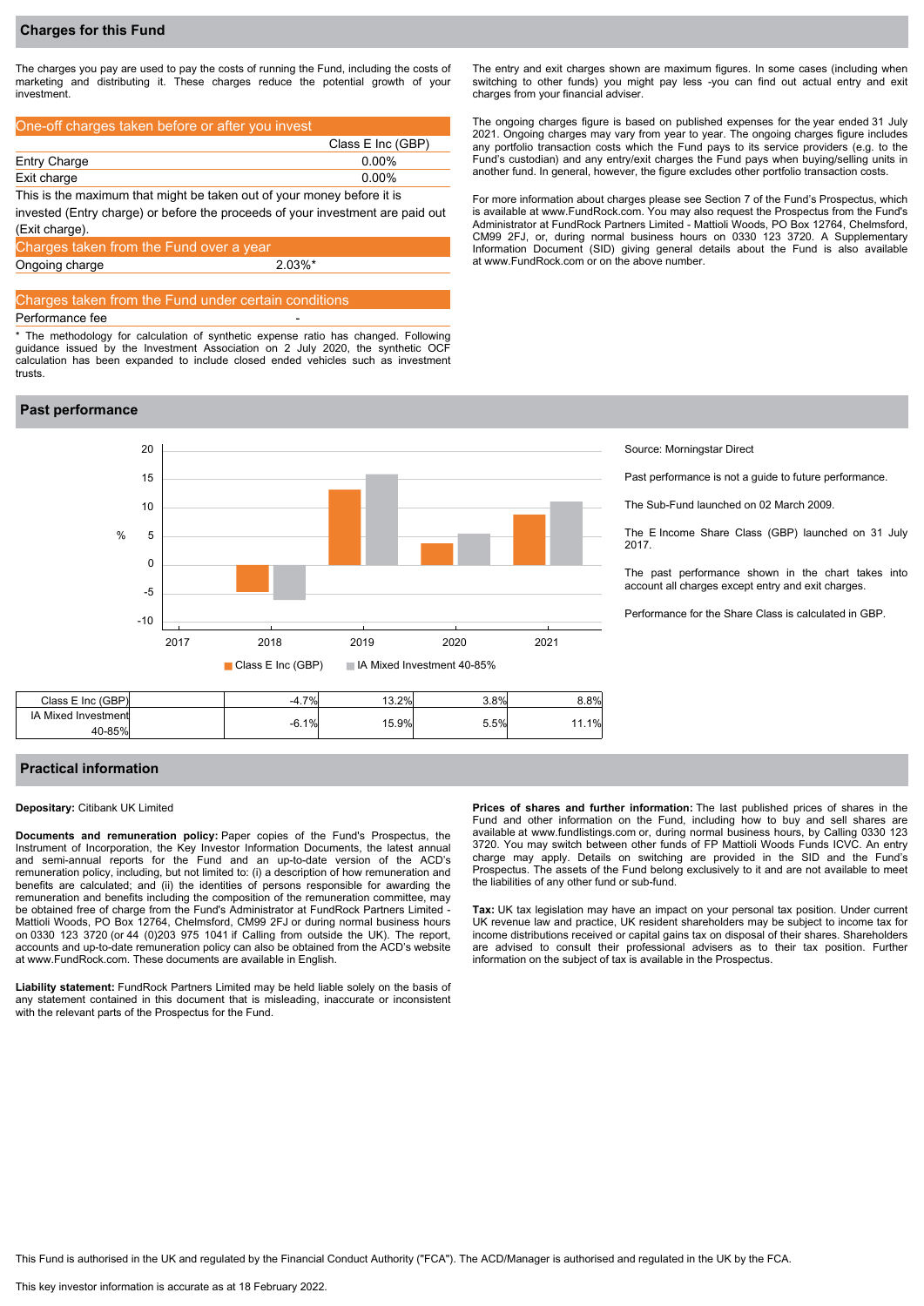## Charges for this Fund

The charges you pay are used to pay the costs of running the Fund, including the costs of marketing and distributing it. These charges reduce the potential growth of your investment.

| One-off charges taken before or after you invest | |
|---|---|
| | Class E Inc (GBP) |
| Entry Charge | 0.00% |
| Exit charge | 0.00% |

This is the maximum that might be taken out of your money before it is invested (Entry charge) or before the proceeds of your investment are paid out (Exit charge).

| Charges taken from the Fund over a year | |
|---|---|
| Ongoing charge | 2.03%* |

| Charges taken from the Fund under certain conditions | |
|---|---|
| Performance fee | - |

* The methodology for calculation of synthetic expense ratio has changed. Following guidance issued by the Investment Association on 2 July 2020, the synthetic OCF calculation has been expanded to include closed ended vehicles such as investment trusts.

The entry and exit charges shown are maximum figures. In some cases (including when switching to other funds) you might pay less -you can find out actual entry and exit charges from your financial adviser.

The ongoing charges figure is based on published expenses for the year ended 31 July 2021. Ongoing charges may vary from year to year. The ongoing charges figure includes any portfolio transaction costs which the Fund pays to its service providers (e.g. to the Fund's custodian) and any entry/exit charges the Fund pays when buying/selling units in another fund. In general, however, the figure excludes other portfolio transaction costs.

For more information about charges please see Section 7 of the Fund's Prospectus, which is available at www.FundRock.com. You may also request the Prospectus from the Fund's Administrator at FundRock Partners Limited - Mattioli Woods, PO Box 12764, Chelmsford, CM99 2FJ, or, during normal business hours on 0330 123 3720. A Supplementary Information Document (SID) giving general details about the Fund is also available at www.FundRock.com or on the above number.

## Past performance

%
20
15
10
5
0
-5
-10
2017
2018
2019
2020
2021
Class E Inc (GBP)
IA Mixed Investment 40-85%

| | 2017 | 2018 | 2019 | 2020 | 2021 |
|---|---|---|---|---|---|
| Class E Inc (GBP) | | -4.7% | 13.2% | 3.8% | 8.8% |
| IA Mixed Investment 40-85% | | -6.1% | 15.9% | 5.5% | 11.1% |

Source: Morningstar Direct

Past performance is not a guide to future performance.

The Sub-Fund launched on 02 March 2009.

The E Income Share Class (GBP) launched on 31 July 2017.

The past performance shown in the chart takes into account all charges except entry and exit charges.

Performance for the Share Class is calculated in GBP.

## Practical information

**Depositary:** Citibank UK Limited

**Documents and remuneration policy:** Paper copies of the Fund's Prospectus, the Instrument of Incorporation, the Key Investor Information Documents, the latest annual and semi-annual reports for the Fund and an up-to-date version of the ACD's remuneration policy, including, but not limited to: (i) a description of how remuneration and benefits are calculated; and (ii) the identities of persons responsible for awarding the remuneration and benefits including the composition of the remuneration committee, may be obtained free of charge from the Fund's Administrator at FundRock Partners Limited - Mattioli Woods, PO Box 12764, Chelmsford, CM99 2FJ or during normal business hours on 0330 123 3720 (or 44 (0)203 975 1041 if Calling from outside the UK). The report, accounts and up-to-date remuneration policy can also be obtained from the ACD's website at www.FundRock.com. These documents are available in English.

**Liability statement:** FundRock Partners Limited may be held liable solely on the basis of any statement contained in this document that is misleading, inaccurate or inconsistent with the relevant parts of the Prospectus for the Fund.

**Prices of shares and further information:** The last published prices of shares in the Fund and other information on the Fund, including how to buy and sell shares are available at www.fundlistings.com or, during normal business hours, by Calling 0330 123 3720. You may switch between other funds of FP Mattioli Woods Funds ICVC. An entry charge may apply. Details on switching are provided in the SID and the Fund's Prospectus. The assets of the Fund belong exclusively to it and are not available to meet the liabilities of any other fund or sub-fund.

**Tax:** UK tax legislation may have an impact on your personal tax position. Under current UK revenue law and practice, UK resident shareholders may be subject to income tax for income distributions received or capital gains tax on disposal of their shares. Shareholders are advised to consult their professional advisers as to their tax position. Further information on the subject of tax is available in the Prospectus.

This Fund is authorised in the UK and regulated by the Financial Conduct Authority ("FCA"). The ACD/Manager is authorised and regulated in the UK by the FCA.

This key investor information is accurate as at 18 February 2022.